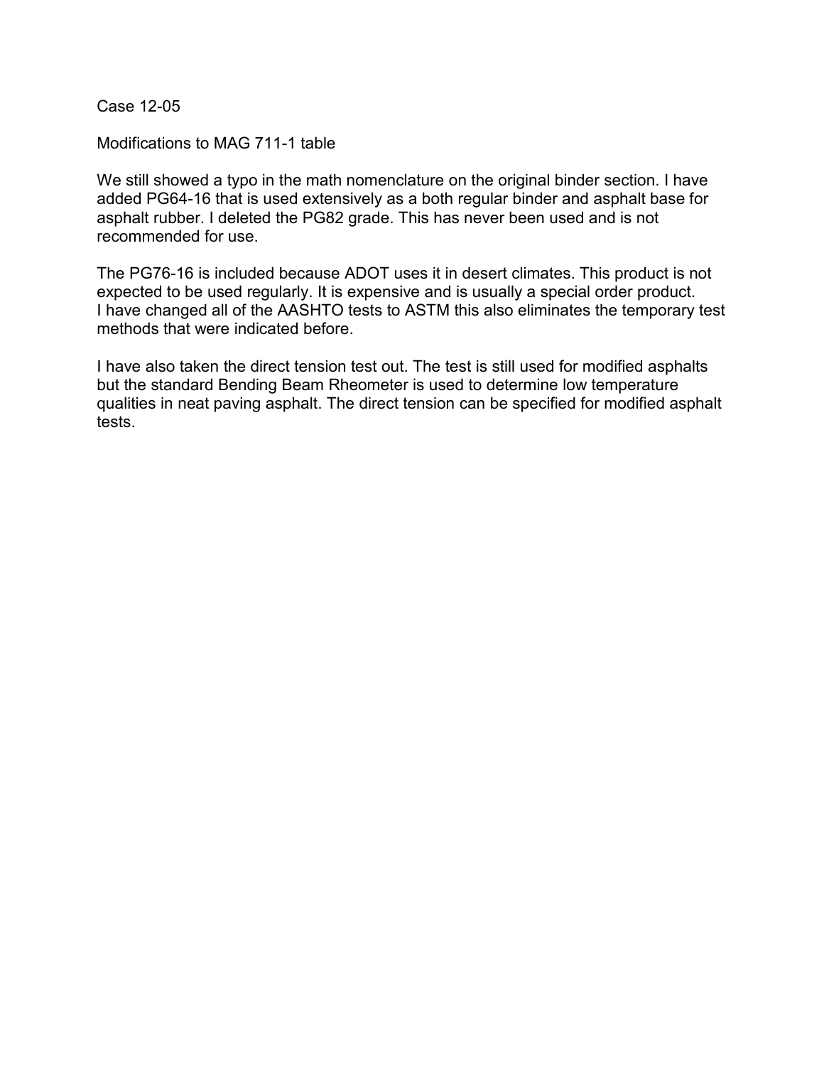Case 12-05

Modifications to MAG 711-1 table

We still showed a typo in the math nomenclature on the original binder section. I have added PG64-16 that is used extensively as a both regular binder and asphalt base for asphalt rubber. I deleted the PG82 grade. This has never been used and is not recommended for use.

The PG76-16 is included because ADOT uses it in desert climates. This product is not expected to be used regularly. It is expensive and is usually a special order product. I have changed all of the AASHTO tests to ASTM this also eliminates the temporary test methods that were indicated before.

I have also taken the direct tension test out. The test is still used for modified asphalts but the standard Bending Beam Rheometer is used to determine low temperature qualities in neat paving asphalt. The direct tension can be specified for modified asphalt tests.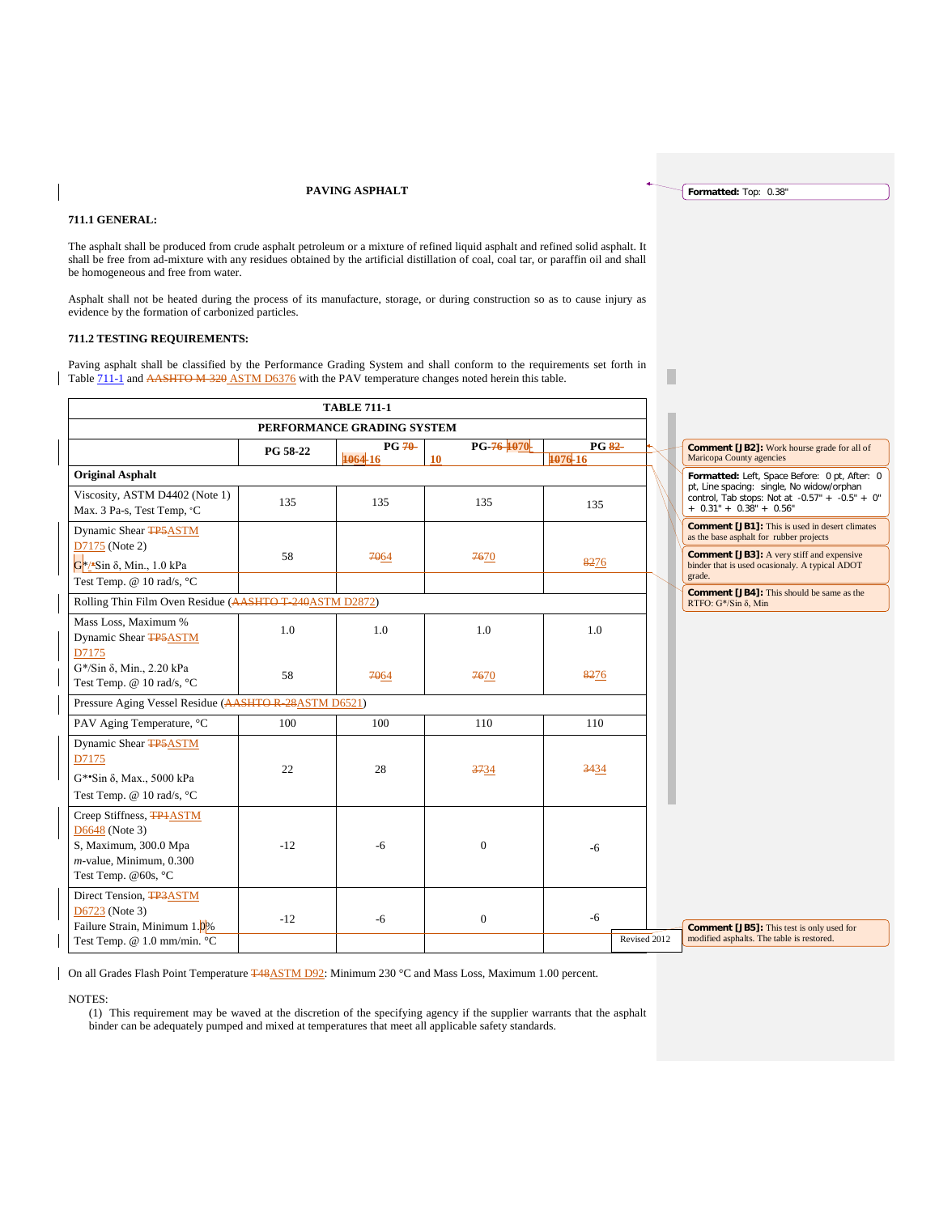# PAVING ASPHALT

## 711.1 GENERAL:

The asphalt shall be produced from crude asphalt petroleum or a mixture of refined liquid asphalt and refined solid asphalt. It shall be free from ad-mixture with any residues obtained by the artificial distillation of coal, coal tar, or paraffin oil and shall be homogeneous and free from water.

Asphalt shall not be heated during the process of its manufacture, storage, or during construction so as to cause injury as evidence by the formation of carbonized particles.

## 711.2 TESTING REQUIREMENTS:

Paving asphalt shall be classified by the Performance Grading System and shall conform to the requirements set forth in Table 711-1 and ~~AASHTO M-320~~ ASTM D6376 with the PAV temperature changes noted herein this table.

**TABLE 711-1**

**PERFORMANCE GRADING SYSTEM**

| | PG 58-22 | PG ~~70-10~~64-16 | PG-~~76~~ ~~10~~70-10 | PG ~~82-10~~76-16 |
|---|---|---|---|---|
| **Original Asphalt** | | | | |
| Viscosity, ASTM D4402 (Note 1) Max. 3 Pa-s, Test Temp, °C | 135 | 135 | 135 | 135 |
| Dynamic Shear ~~TP5~~ASTM D7175 (Note 2) G*/Sin δ, Min., 1.0 kPa | 58 | ~~70~~64 | ~~76~~70 | ~~82~~76 |
| Test Temp. @ 10 rad/s, °C | | | | |
| Rolling Thin Film Oven Residue (~~AASHTO T-240~~ASTM D2872) | | | | |
| Mass Loss, Maximum % | 1.0 | 1.0 | 1.0 | 1.0 |
| Dynamic Shear ~~TP5~~ASTM D7175 G*/Sin δ, Min., 2.20 kPa Test Temp. @ 10 rad/s, °C | 58 | ~~70~~64 | ~~76~~70 | ~~82~~76 |
| Pressure Aging Vessel Residue (~~AASHTO R-28~~ASTM D6521) | | | | |
| PAV Aging Temperature, °C | 100 | 100 | 110 | 110 |
| Dynamic Shear ~~TP5~~ASTM D7175 G*•Sin δ, Max., 5000 kPa Test Temp. @ 10 rad/s, °C | 22 | 28 | ~~37~~34 | ~~34~~34 |
| Creep Stiffness, ~~TP1~~ASTM D6648 (Note 3) S, Maximum, 300.0 Mpa *m*-value, Minimum, 0.300 Test Temp. @60s, °C | -12 | -6 | 0 | -6 |
| Direct Tension, ~~TP3~~ASTM D6723 (Note 3) Failure Strain, Minimum 1.0% | -12 | -6 | 0 | -6 |
| Test Temp. @ 1.0 mm/min. °C | | | | |

On all Grades Flash Point Temperature ~~T48~~ASTM D92: Minimum 230 °C and Mass Loss, Maximum 1.00 percent.

NOTES:

(1) This requirement may be waved at the discretion of the specifying agency if the supplier warrants that the asphalt binder can be adequately pumped and mixed at temperatures that meet all applicable safety standards.

Comment [JB2]: Work hourse grade for all of Maricopa County agencies

Comment [JB1]: This is used in desert climates as the base asphalt for rubber projects

Comment [JB3]: A very stiff and expensive binder that is used ocasionaly. A typical ADOT grade.

Comment [JB4]: This should be same as the RTFO: G*/Sin δ, Min

Comment [JB5]: This test is only used for modified asphalts. The table is restored.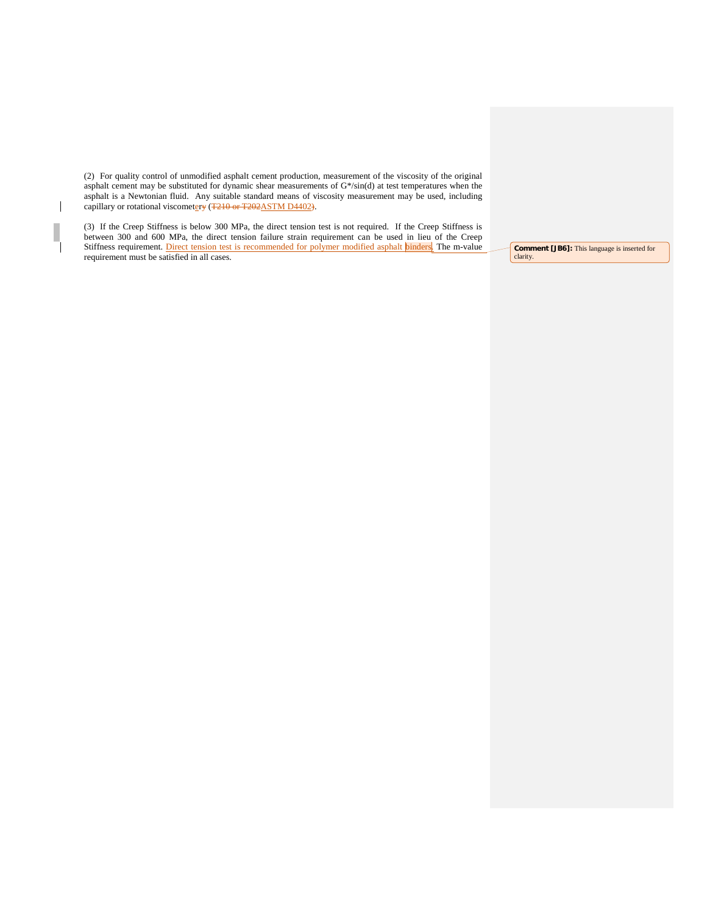(2) For quality control of unmodified asphalt cement production, measurement of the viscosity of the original asphalt cement may be substituted for dynamic shear measurements of G*/sin(d) at test temperatures when the asphalt is a Newtonian fluid. Any suitable standard means of viscosity measurement may be used, including capillary or rotational viscometery ~~y~~ (~~T210 or T202~~ASTM D4402~~)~~).

(3) If the Creep Stiffness is below 300 MPa, the direct tension test is not required. If the Creep Stiffness is between 300 and 600 MPa, the direct tension failure strain requirement can be used in lieu of the Creep Stiffness requirement. Direct tension test is recommended for polymer modified asphalt binders. The m-value requirement must be satisfied in all cases.

**Comment [JB6]:** This language is inserted for clarity.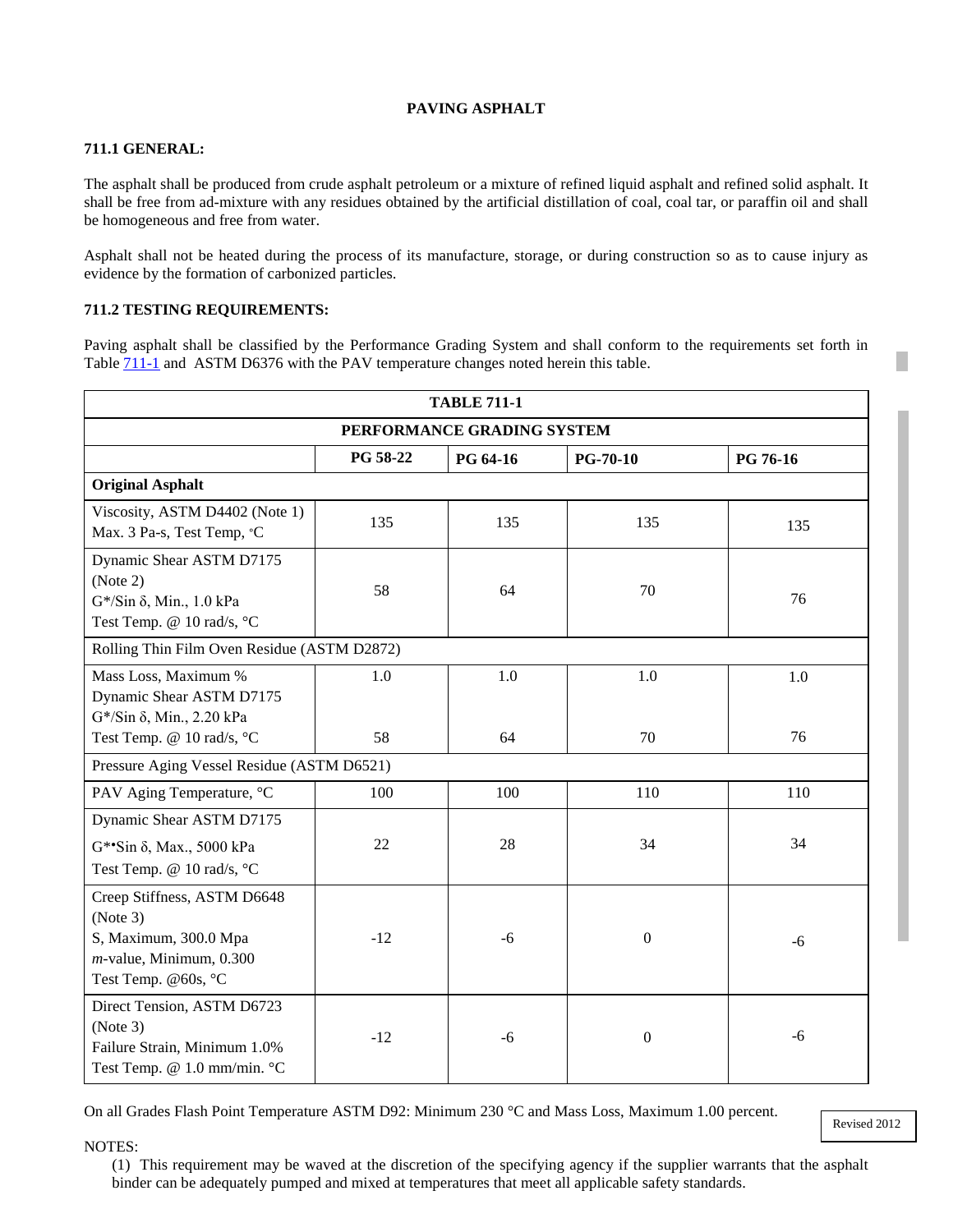# PAVING ASPHALT

## 711.1 GENERAL:

The asphalt shall be produced from crude asphalt petroleum or a mixture of refined liquid asphalt and refined solid asphalt. It shall be free from ad-mixture with any residues obtained by the artificial distillation of coal, coal tar, or paraffin oil and shall be homogeneous and free from water.

Asphalt shall not be heated during the process of its manufacture, storage, or during construction so as to cause injury as evidence by the formation of carbonized particles.

## 711.2 TESTING REQUIREMENTS:

Paving asphalt shall be classified by the Performance Grading System and shall conform to the requirements set forth in Table 711-1 and ASTM D6376 with the PAV temperature changes noted herein this table.

**TABLE 711-1**

**PERFORMANCE GRADING SYSTEM**

| | PG 58-22 | PG 64-16 | PG-70-10 | PG 76-16 |
|---|---|---|---|---|
| **Original Asphalt** | | | | |
| Viscosity, ASTM D4402 (Note 1) Max. 3 Pa-s, Test Temp, °C | 135 | 135 | 135 | 135 |
| Dynamic Shear ASTM D7175 (Note 2) G*/Sin δ, Min., 1.0 kPa Test Temp. @ 10 rad/s, °C | 58 | 64 | 70 | 76 |
| Rolling Thin Film Oven Residue (ASTM D2872) | | | | |
| Mass Loss, Maximum % | 1.0 | 1.0 | 1.0 | 1.0 |
| Dynamic Shear ASTM D7175 G*/Sin δ, Min., 2.20 kPa Test Temp. @ 10 rad/s, °C | 58 | 64 | 70 | 76 |
| Pressure Aging Vessel Residue (ASTM D6521) | | | | |
| PAV Aging Temperature, °C | 100 | 100 | 110 | 110 |
| Dynamic Shear ASTM D7175 G*•Sin δ, Max., 5000 kPa Test Temp. @ 10 rad/s, °C | 22 | 28 | 34 | 34 |
| Creep Stiffness, ASTM D6648 (Note 3) S, Maximum, 300.0 Mpa *m*-value, Minimum, 0.300 Test Temp. @60s, °C | -12 | -6 | 0 | -6 |
| Direct Tension, ASTM D6723 (Note 3) Failure Strain, Minimum 1.0% Test Temp. @ 1.0 mm/min. °C | -12 | -6 | 0 | -6 |

On all Grades Flash Point Temperature ASTM D92: Minimum 230 °C and Mass Loss, Maximum 1.00 percent.

Revised 2012

NOTES:

(1) This requirement may be waved at the discretion of the specifying agency if the supplier warrants that the asphalt binder can be adequately pumped and mixed at temperatures that meet all applicable safety standards.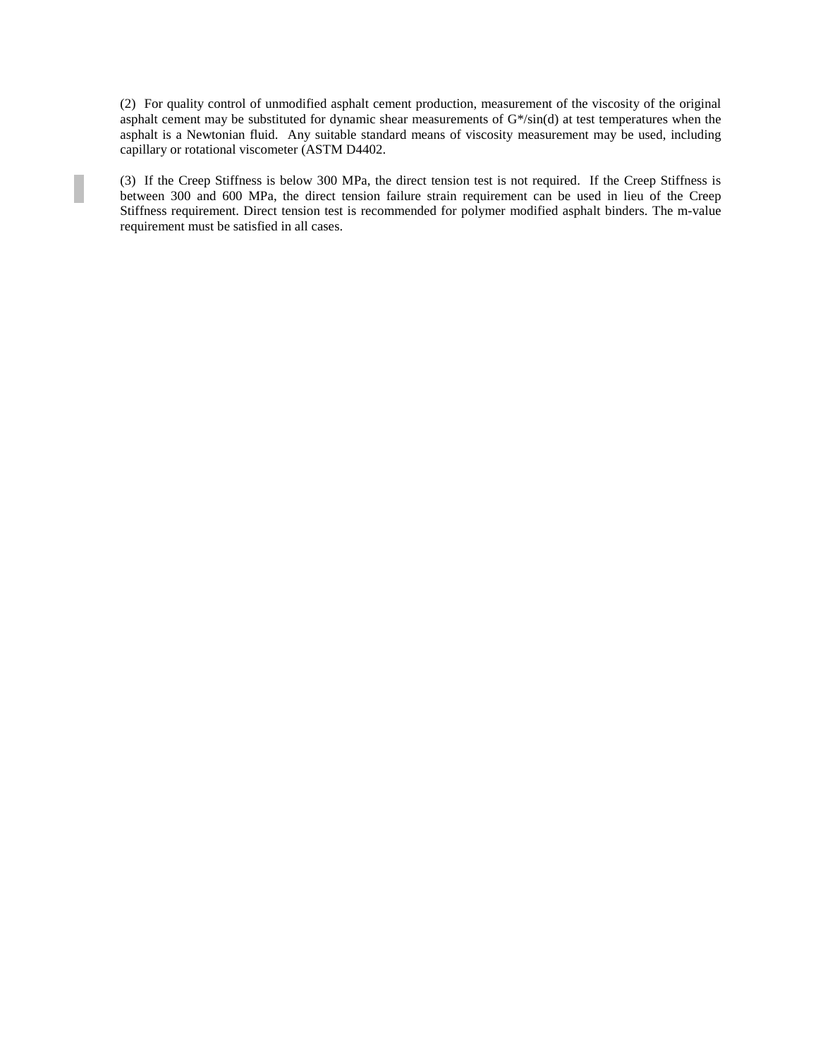(2) For quality control of unmodified asphalt cement production, measurement of the viscosity of the original asphalt cement may be substituted for dynamic shear measurements of G*/sin(d) at test temperatures when the asphalt is a Newtonian fluid. Any suitable standard means of viscosity measurement may be used, including capillary or rotational viscometer (ASTM D4402.

(3) If the Creep Stiffness is below 300 MPa, the direct tension test is not required. If the Creep Stiffness is between 300 and 600 MPa, the direct tension failure strain requirement can be used in lieu of the Creep Stiffness requirement. Direct tension test is recommended for polymer modified asphalt binders. The m-value requirement must be satisfied in all cases.